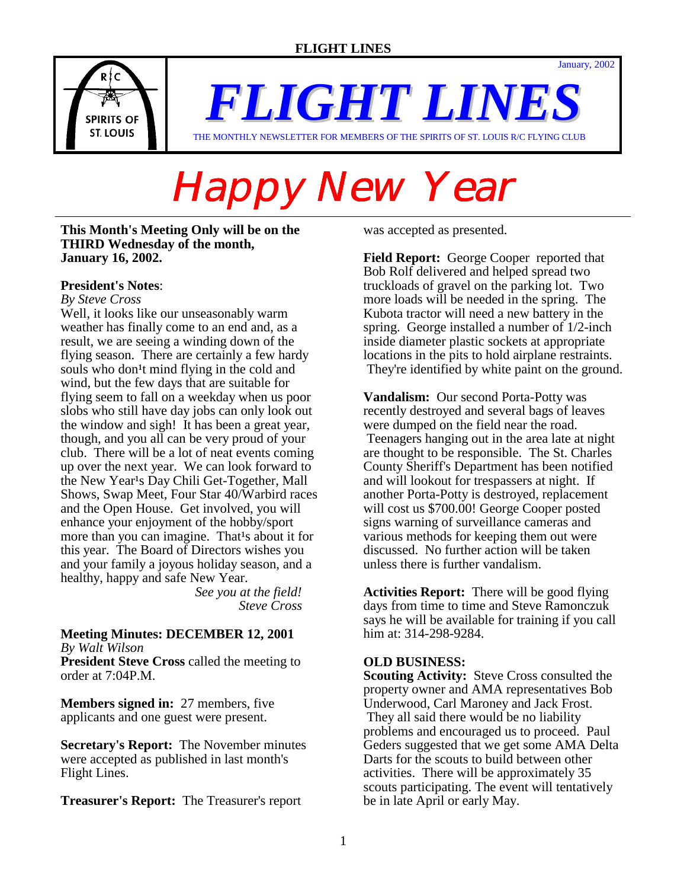# FLIGHT LINES

January, 2002

THE MONTHLY NEWSLETTER FOR MEMBERS OF THE SPIRITS OF ST. LOUIS R/C FLYING CLUB

# Happy New Year

**This Month's Meeting Only will be on the THIRD Wednesday of the month, January 16, 2002.**

**President's Notes**:
*By Steve Cross*

Well, it looks like our unseasonably warm weather has finally come to an end and, as a result, we are seeing a winding down of the flying season. There are certainly a few hardy souls who don¹t mind flying in the cold and wind, but the few days that are suitable for flying seem to fall on a weekday when us poor slobs who still have day jobs can only look out the window and sigh! It has been a great year, though, and you all can be very proud of your club. There will be a lot of neat events coming up over the next year. We can look forward to the New Year¹s Day Chili Get-Together, Mall Shows, Swap Meet, Four Star 40/Warbird races and the Open House. Get involved, you will enhance your enjoyment of the hobby/sport more than you can imagine. That¹s about it for this year. The Board of Directors wishes you and your family a joyous holiday season, and a healthy, happy and safe New Year.

*See you at the field!*
*Steve Cross*

**Meeting Minutes: DECEMBER 12, 2001**
*By Walt Wilson*

**President Steve Cross** called the meeting to order at 7:04P.M.

**Members signed in:** 27 members, five applicants and one guest were present.

**Secretary's Report:** The November minutes were accepted as published in last month's Flight Lines.

**Treasurer's Report:** The Treasurer's report was accepted as presented.

**Field Report:** George Cooper reported that Bob Rolf delivered and helped spread two truckloads of gravel on the parking lot. Two more loads will be needed in the spring. The Kubota tractor will need a new battery in the spring. George installed a number of 1/2-inch inside diameter plastic sockets at appropriate locations in the pits to hold airplane restraints. They're identified by white paint on the ground.

**Vandalism:** Our second Porta-Potty was recently destroyed and several bags of leaves were dumped on the field near the road. Teenagers hanging out in the area late at night are thought to be responsible. The St. Charles County Sheriff's Department has been notified and will lookout for trespassers at night. If another Porta-Potty is destroyed, replacement will cost us $700.00! George Cooper posted signs warning of surveillance cameras and various methods for keeping them out were discussed. No further action will be taken unless there is further vandalism.

**Activities Report:** There will be good flying days from time to time and Steve Ramonczuk says he will be available for training if you call him at: 314-298-9284.

**OLD BUSINESS:**

**Scouting Activity:** Steve Cross consulted the property owner and AMA representatives Bob Underwood, Carl Maroney and Jack Frost. They all said there would be no liability problems and encouraged us to proceed. Paul Geders suggested that we get some AMA Delta Darts for the scouts to build between other activities. There will be approximately 35 scouts participating. The event will tentatively be in late April or early May.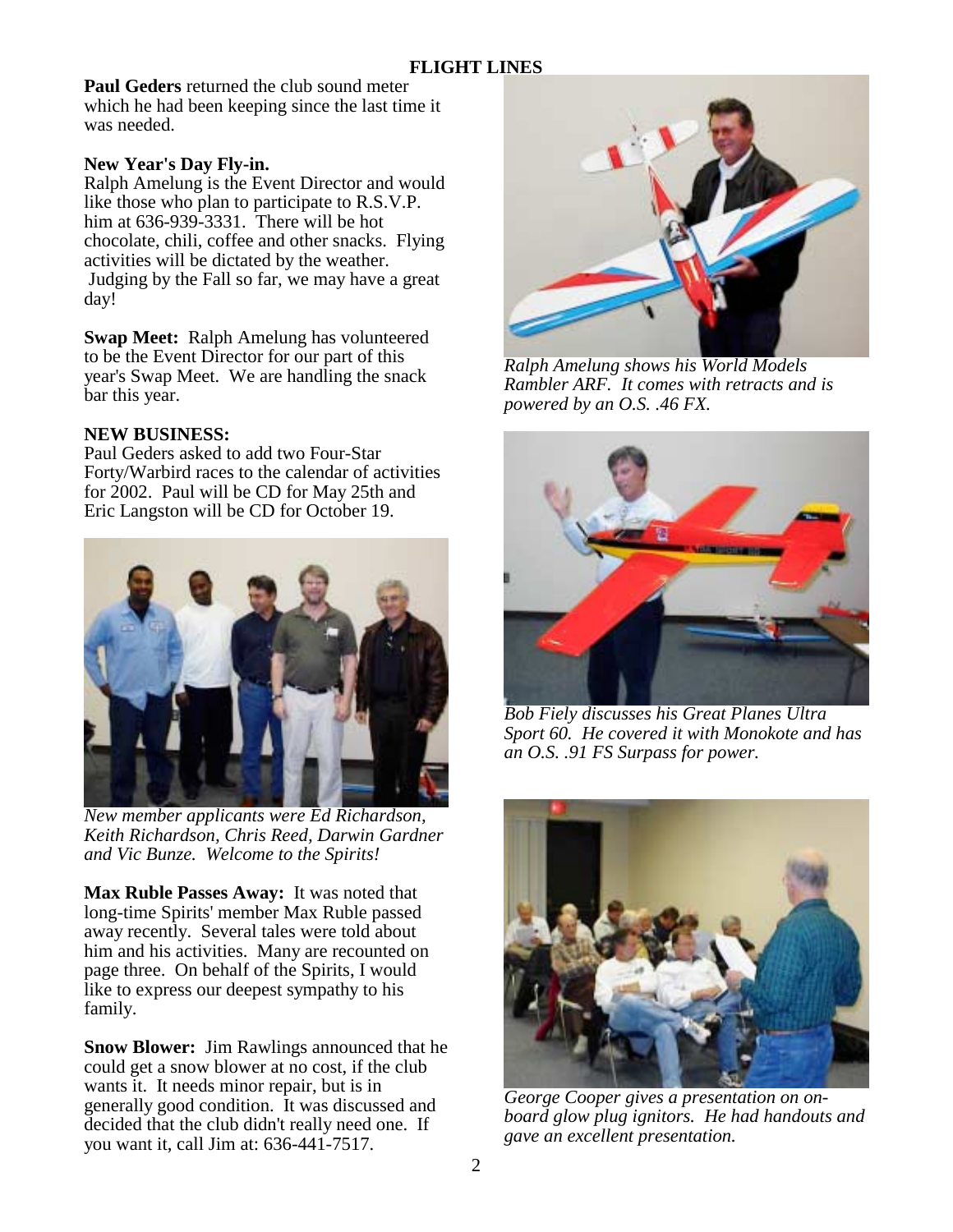**Paul Geders** returned the club sound meter which he had been keeping since the last time it was needed.

**New Year's Day Fly-in.**
Ralph Amelung is the Event Director and would like those who plan to participate to R.S.V.P. him at 636-939-3331. There will be hot chocolate, chili, coffee and other snacks. Flying activities will be dictated by the weather. Judging by the Fall so far, we may have a great day!

**Swap Meet:** Ralph Amelung has volunteered to be the Event Director for our part of this year's Swap Meet. We are handling the snack bar this year.

**NEW BUSINESS:**
Paul Geders asked to add two Four-Star Forty/Warbird races to the calendar of activities for 2002. Paul will be CD for May 25th and Eric Langston will be CD for October 19.

*New member applicants were Ed Richardson, Keith Richardson, Chris Reed, Darwin Gardner and Vic Bunze. Welcome to the Spirits!*

**Max Ruble Passes Away:** It was noted that long-time Spirits' member Max Ruble passed away recently. Several tales were told about him and his activities. Many are recounted on page three. On behalf of the Spirits, I would like to express our deepest sympathy to his family.

**Snow Blower:** Jim Rawlings announced that he could get a snow blower at no cost, if the club wants it. It needs minor repair, but is in generally good condition. It was discussed and decided that the club didn't really need one. If you want it, call Jim at: 636-441-7517.

*Ralph Amelung shows his World Models Rambler ARF. It comes with retracts and is powered by an O.S. .46 FX.*

*Bob Fiely discusses his Great Planes Ultra Sport 60. He covered it with Monokote and has an O.S. .91 FS Surpass for power.*

*George Cooper gives a presentation on on-board glow plug ignitors. He had handouts and gave an excellent presentation.*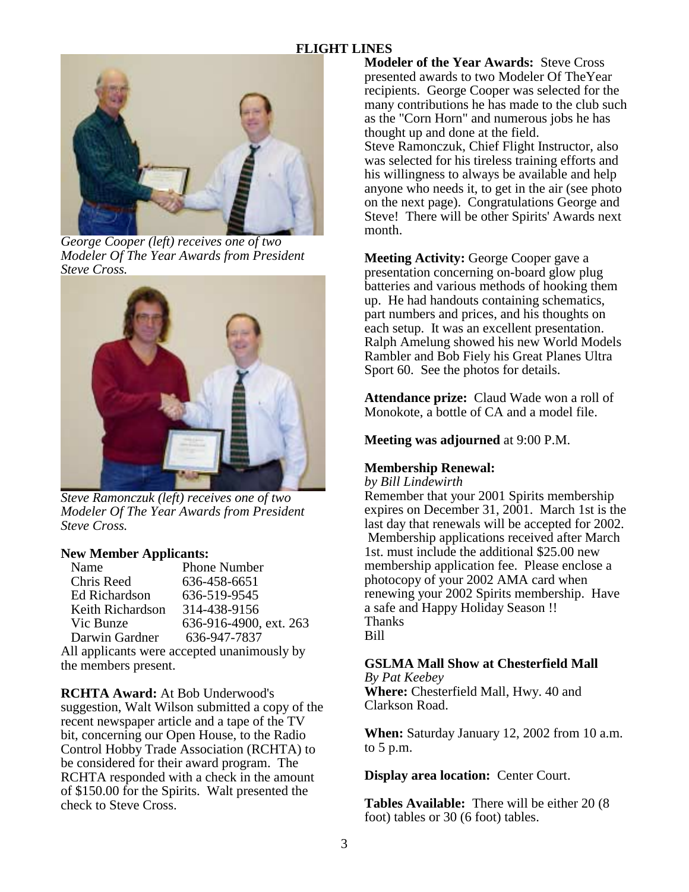George Cooper (left) receives one of two Modeler Of The Year Awards from President Steve Cross.

Steve Ramonczuk (left) receives one of two Modeler Of The Year Awards from President Steve Cross.

**New Member Applicants:**

| Name | Phone Number |
|---|---|
| Chris Reed | 636-458-6651 |
| Ed Richardson | 636-519-9545 |
| Keith Richardson | 314-438-9156 |
| Vic Bunze | 636-916-4900, ext. 263 |
| Darwin Gardner | 636-947-7837 |

All applicants were accepted unanimously by the members present.

**RCHTA Award:** At Bob Underwood's suggestion, Walt Wilson submitted a copy of the recent newspaper article and a tape of the TV bit, concerning our Open House, to the Radio Control Hobby Trade Association (RCHTA) to be considered for their award program. The RCHTA responded with a check in the amount of $150.00 for the Spirits. Walt presented the check to Steve Cross.

**Modeler of the Year Awards:** Steve Cross presented awards to two Modeler Of TheYear recipients. George Cooper was selected for the many contributions he has made to the club such as the "Corn Horn" and numerous jobs he has thought up and done at the field.
Steve Ramonczuk, Chief Flight Instructor, also was selected for his tireless training efforts and his willingness to always be available and help anyone who needs it, to get in the air (see photo on the next page). Congratulations George and Steve! There will be other Spirits' Awards next month.

**Meeting Activity:** George Cooper gave a presentation concerning on-board glow plug batteries and various methods of hooking them up. He had handouts containing schematics, part numbers and prices, and his thoughts on each setup. It was an excellent presentation. Ralph Amelung showed his new World Models Rambler and Bob Fiely his Great Planes Ultra Sport 60. See the photos for details.

**Attendance prize:** Claud Wade won a roll of Monokote, a bottle of CA and a model file.

**Meeting was adjourned** at 9:00 P.M.

**Membership Renewal:**
*by Bill Lindewirth*
Remember that your 2001 Spirits membership expires on December 31, 2001. March 1st is the last day that renewals will be accepted for 2002. Membership applications received after March 1st. must include the additional $25.00 new membership application fee. Please enclose a photocopy of your 2002 AMA card when renewing your 2002 Spirits membership. Have a safe and Happy Holiday Season !!
Thanks
Bill

**GSLMA Mall Show at Chesterfield Mall**
*By Pat Keebey*
**Where:** Chesterfield Mall, Hwy. 40 and Clarkson Road.

**When:** Saturday January 12, 2002 from 10 a.m. to 5 p.m.

**Display area location:** Center Court.

**Tables Available:** There will be either 20 (8 foot) tables or 30 (6 foot) tables.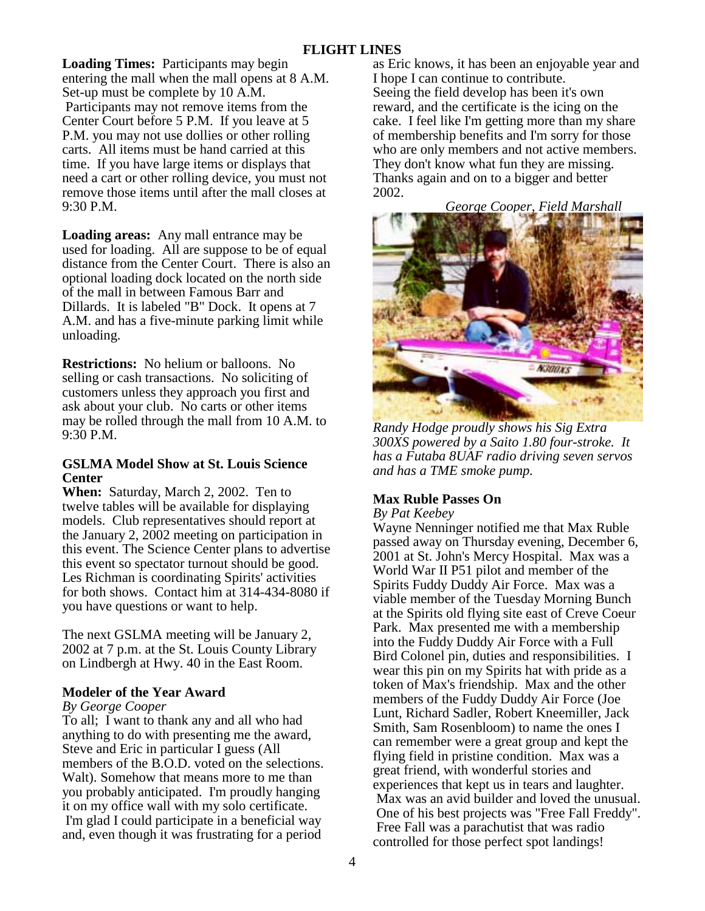**Loading Times:** Participants may begin entering the mall when the mall opens at 8 A.M. Set-up must be complete by 10 A.M. Participants may not remove items from the Center Court before 5 P.M. If you leave at 5 P.M. you may not use dollies or other rolling carts. All items must be hand carried at this time. If you have large items or displays that need a cart or other rolling device, you must not remove those items until after the mall closes at 9:30 P.M.

**Loading areas:** Any mall entrance may be used for loading. All are suppose to be of equal distance from the Center Court. There is also an optional loading dock located on the north side of the mall in between Famous Barr and Dillards. It is labeled "B" Dock. It opens at 7 A.M. and has a five-minute parking limit while unloading.

**Restrictions:** No helium or balloons. No selling or cash transactions. No soliciting of customers unless they approach you first and ask about your club. No carts or other items may be rolled through the mall from 10 A.M. to 9:30 P.M.

### GSLMA Model Show at St. Louis Science Center

**When:** Saturday, March 2, 2002. Ten to twelve tables will be available for displaying models. Club representatives should report at the January 2, 2002 meeting on participation in this event. The Science Center plans to advertise this event so spectator turnout should be good. Les Richman is coordinating Spirits' activities for both shows. Contact him at 314-434-8080 if you have questions or want to help.

The next GSLMA meeting will be January 2, 2002 at 7 p.m. at the St. Louis County Library on Lindbergh at Hwy. 40 in the East Room.

### Modeler of the Year Award

*By George Cooper*

To all; I want to thank any and all who had anything to do with presenting me the award, Steve and Eric in particular I guess (All members of the B.O.D. voted on the selections. Walt). Somehow that means more to me than you probably anticipated. I'm proudly hanging it on my office wall with my solo certificate. I'm glad I could participate in a beneficial way and, even though it was frustrating for a period as Eric knows, it has been an enjoyable year and I hope I can continue to contribute.
Seeing the field develop has been it's own reward, and the certificate is the icing on the cake. I feel like I'm getting more than my share of membership benefits and I'm sorry for those who are only members and not active members. They don't know what fun they are missing. Thanks again and on to a bigger and better 2002.

*George Cooper, Field Marshall*

*Randy Hodge proudly shows his Sig Extra 300XS powered by a Saito 1.80 four-stroke. It has a Futaba 8UAF radio driving seven servos and has a TME smoke pump.*

### Max Ruble Passes On

*By Pat Keebey*

Wayne Nenninger notified me that Max Ruble passed away on Thursday evening, December 6, 2001 at St. John's Mercy Hospital. Max was a World War II P51 pilot and member of the Spirits Fuddy Duddy Air Force. Max was a viable member of the Tuesday Morning Bunch at the Spirits old flying site east of Creve Coeur Park. Max presented me with a membership into the Fuddy Duddy Air Force with a Full Bird Colonel pin, duties and responsibilities. I wear this pin on my Spirits hat with pride as a token of Max's friendship. Max and the other members of the Fuddy Duddy Air Force (Joe Lunt, Richard Sadler, Robert Kneemiller, Jack Smith, Sam Rosenbloom) to name the ones I can remember were a great group and kept the flying field in pristine condition. Max was a great friend, with wonderful stories and experiences that kept us in tears and laughter. Max was an avid builder and loved the unusual. One of his best projects was "Free Fall Freddy". Free Fall was a parachutist that was radio controlled for those perfect spot landings!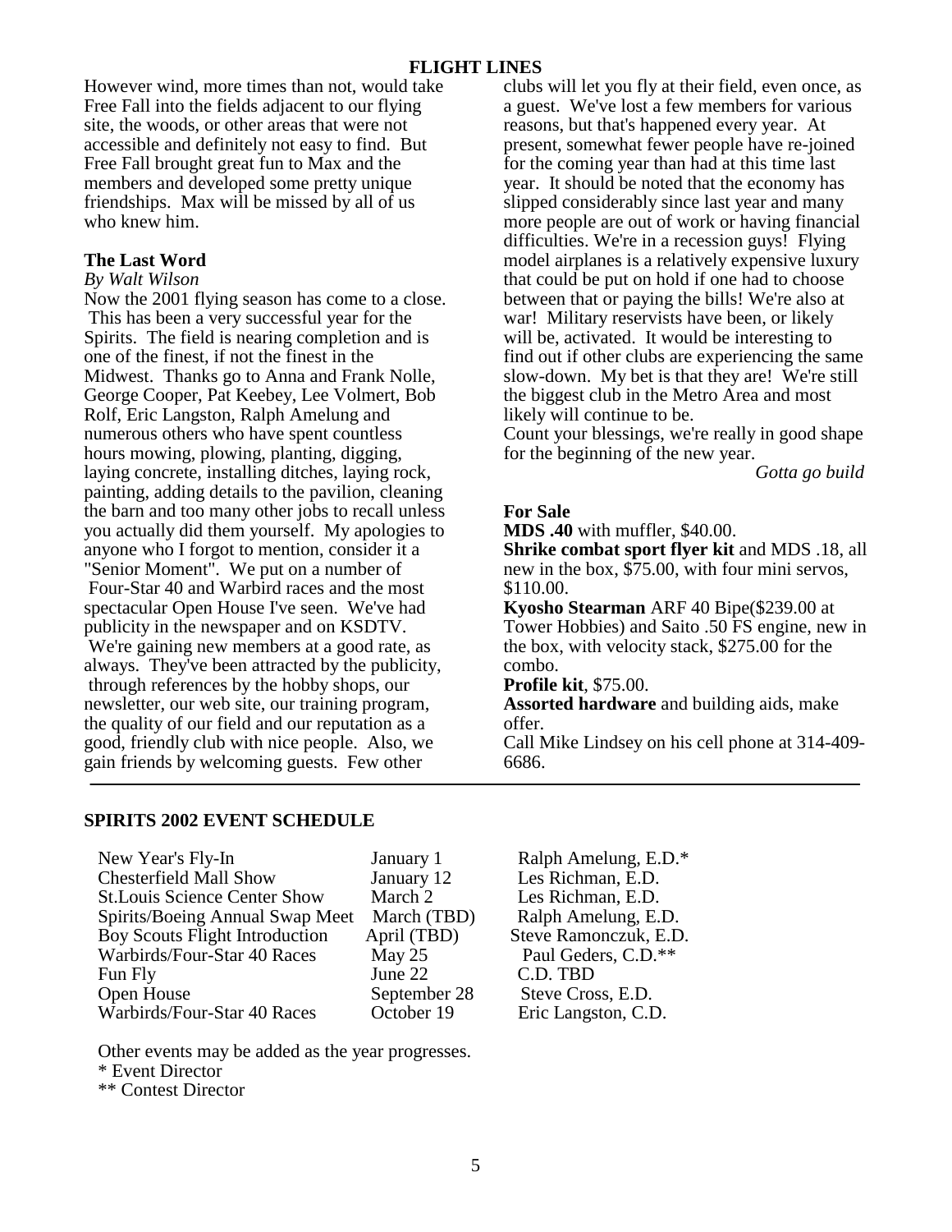However wind, more times than not, would take Free Fall into the fields adjacent to our flying site, the woods, or other areas that were not accessible and definitely not easy to find. But Free Fall brought great fun to Max and the members and developed some pretty unique friendships. Max will be missed by all of us who knew him.

### The Last Word

*By Walt Wilson*

Now the 2001 flying season has come to a close. This has been a very successful year for the Spirits. The field is nearing completion and is one of the finest, if not the finest in the Midwest. Thanks go to Anna and Frank Nolle, George Cooper, Pat Keebey, Lee Volmert, Bob Rolf, Eric Langston, Ralph Amelung and numerous others who have spent countless hours mowing, plowing, planting, digging, laying concrete, installing ditches, laying rock, painting, adding details to the pavilion, cleaning the barn and too many other jobs to recall unless you actually did them yourself. My apologies to anyone who I forgot to mention, consider it a "Senior Moment". We put on a number of Four-Star 40 and Warbird races and the most spectacular Open House I've seen. We've had publicity in the newspaper and on KSDTV. We're gaining new members at a good rate, as always. They've been attracted by the publicity, through references by the hobby shops, our newsletter, our web site, our training program, the quality of our field and our reputation as a good, friendly club with nice people. Also, we gain friends by welcoming guests. Few other clubs will let you fly at their field, even once, as a guest. We've lost a few members for various reasons, but that's happened every year. At present, somewhat fewer people have re-joined for the coming year than had at this time last year. It should be noted that the economy has slipped considerably since last year and many more people are out of work or having financial difficulties. We're in a recession guys! Flying model airplanes is a relatively expensive luxury that could be put on hold if one had to choose between that or paying the bills! We're also at war! Military reservists have been, or likely will be, activated. It would be interesting to find out if other clubs are experiencing the same slow-down. My bet is that they are! We're still the biggest club in the Metro Area and most likely will continue to be.

Count your blessings, we're really in good shape for the beginning of the new year.

*Gotta go build*

### For Sale

**MDS .40** with muffler, $40.00.

**Shrike combat sport flyer kit** and MDS .18, all new in the box, $75.00, with four mini servos, $110.00.

**Kyosho Stearman** ARF 40 Bipe($239.00 at Tower Hobbies) and Saito .50 FS engine, new in the box, with velocity stack, $275.00 for the combo.

**Profile kit**, $75.00.

**Assorted hardware** and building aids, make offer.

Call Mike Lindsey on his cell phone at 314-409-6686.

---

### SPIRITS 2002 EVENT SCHEDULE

| Event | Date | Director |
|---|---|---|
| New Year's Fly-In | January 1 | Ralph Amelung, E.D.* |
| Chesterfield Mall Show | January 12 | Les Richman, E.D. |
| St.Louis Science Center Show | March 2 | Les Richman, E.D. |
| Spirits/Boeing Annual Swap Meet | March (TBD) | Ralph Amelung, E.D. |
| Boy Scouts Flight Introduction | April (TBD) | Steve Ramonczuk, E.D. |
| Warbirds/Four-Star 40 Races | May 25 | Paul Geders, C.D.** |
| Fun Fly | June 22 | C.D. TBD |
| Open House | September 28 | Steve Cross, E.D. |
| Warbirds/Four-Star 40 Races | October 19 | Eric Langston, C.D. |

Other events may be added as the year progresses.

\* Event Director

\** Contest Director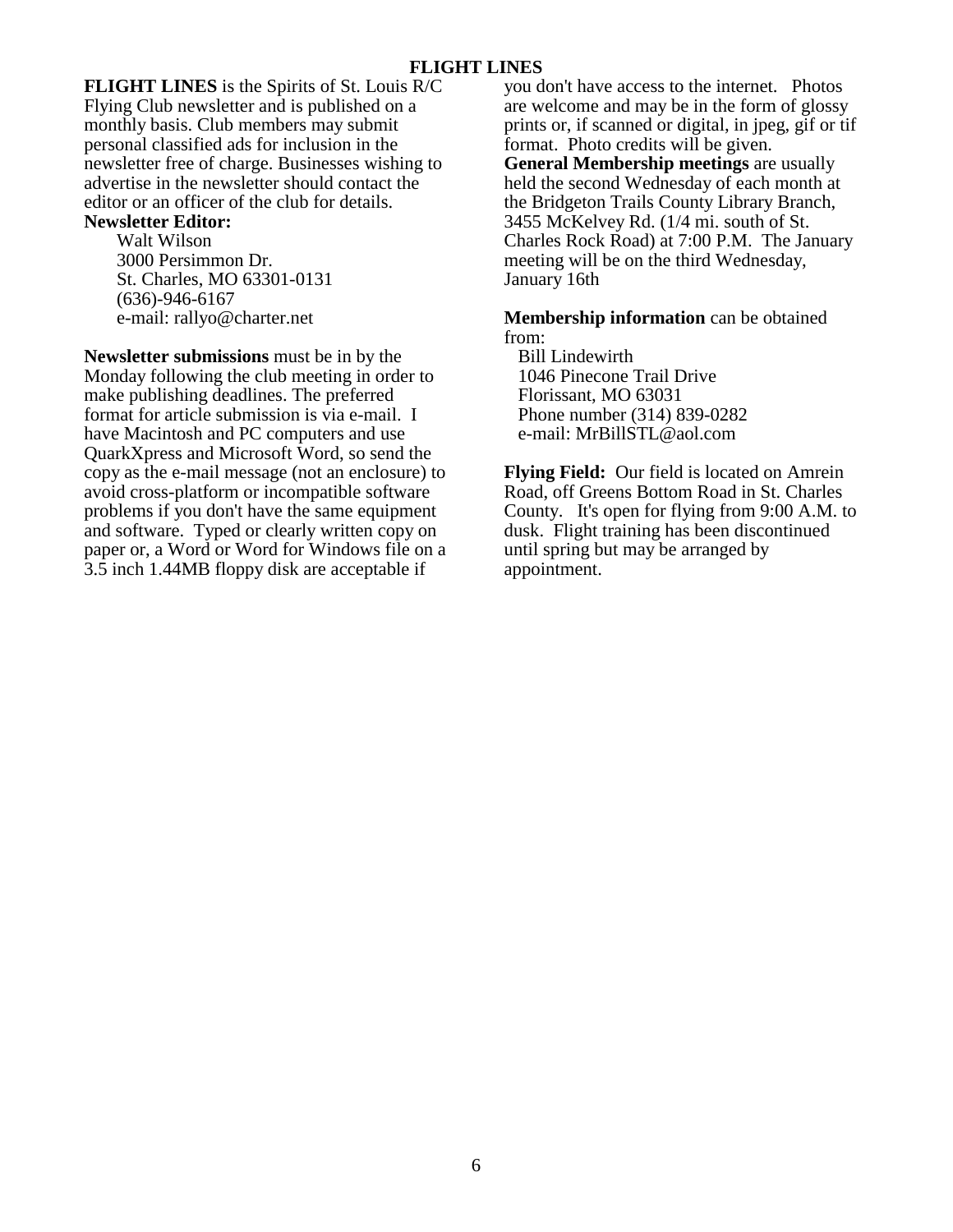# FLIGHT LINES

**FLIGHT LINES** is the Spirits of St. Louis R/C Flying Club newsletter and is published on a monthly basis. Club members may submit personal classified ads for inclusion in the newsletter free of charge. Businesses wishing to advertise in the newsletter should contact the editor or an officer of the club for details.

**Newsletter Editor:**

Walt Wilson
3000 Persimmon Dr.
St. Charles, MO 63301-0131
(636)-946-6167
e-mail: rallyo@charter.net

**Newsletter submissions** must be in by the Monday following the club meeting in order to make publishing deadlines. The preferred format for article submission is via e-mail. I have Macintosh and PC computers and use QuarkXpress and Microsoft Word, so send the copy as the e-mail message (not an enclosure) to avoid cross-platform or incompatible software problems if you don't have the same equipment and software. Typed or clearly written copy on paper or, a Word or Word for Windows file on a 3.5 inch 1.44MB floppy disk are acceptable if you don't have access to the internet. Photos are welcome and may be in the form of glossy prints or, if scanned or digital, in jpeg, gif or tif format. Photo credits will be given.

**General Membership meetings** are usually held the second Wednesday of each month at the Bridgeton Trails County Library Branch, 3455 McKelvey Rd. (1/4 mi. south of St. Charles Rock Road) at 7:00 P.M. The January meeting will be on the third Wednesday, January 16th

**Membership information** can be obtained from:

Bill Lindewirth
1046 Pinecone Trail Drive
Florissant, MO 63031
Phone number (314) 839-0282
e-mail: MrBillSTL@aol.com

**Flying Field:** Our field is located on Amrein Road, off Greens Bottom Road in St. Charles County. It's open for flying from 9:00 A.M. to dusk. Flight training has been discontinued until spring but may be arranged by appointment.